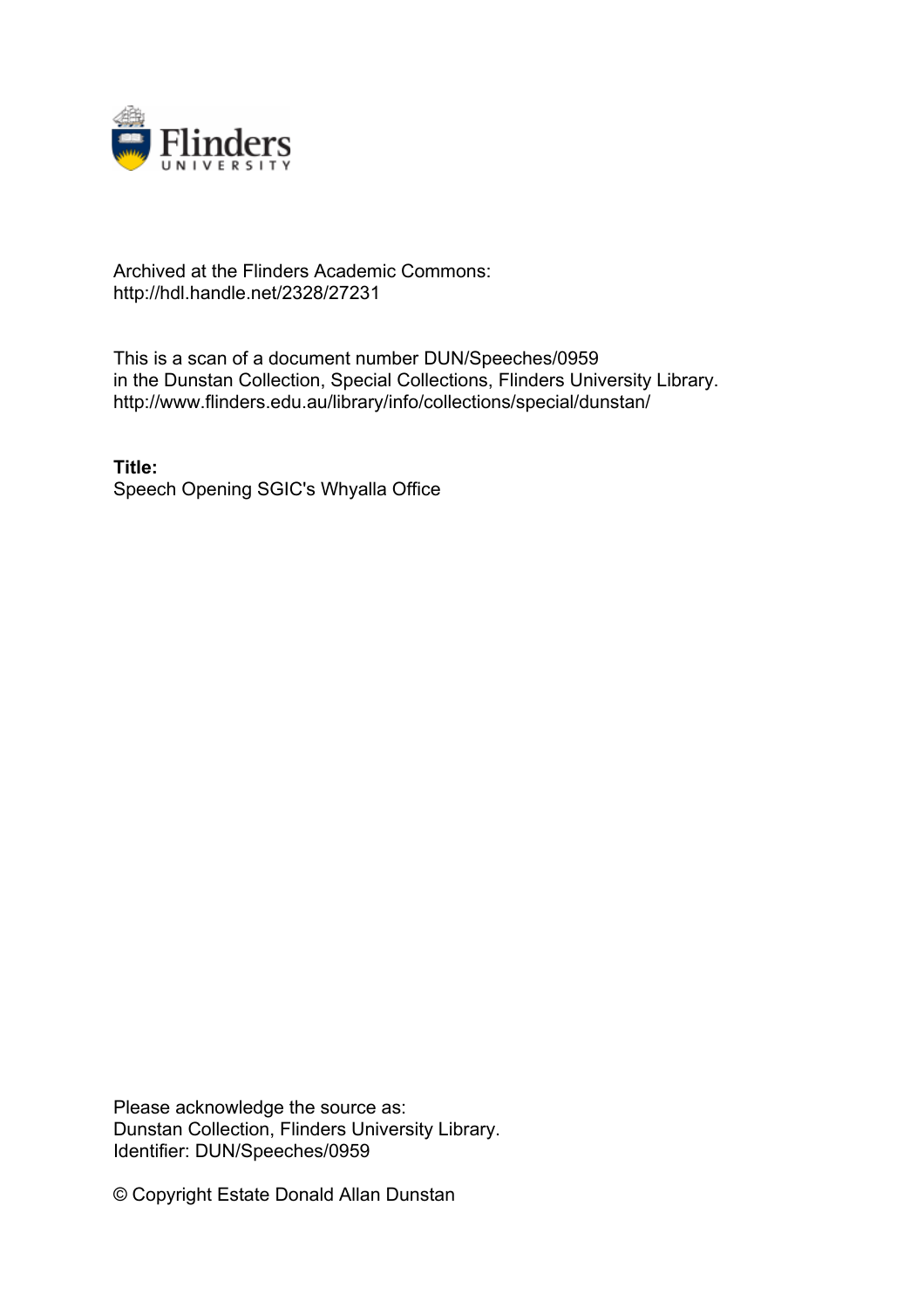Archived at the Flinders Academic Commons:
http://hdl.handle.net/2328/27231

This is a scan of a document number DUN/Speeches/0959
in the Dunstan Collection, Special Collections, Flinders University Library.
http://www.flinders.edu.au/library/info/collections/special/dunstan/

**Title:**
Speech Opening SGIC's Whyalla Office

Please acknowledge the source as:
Dunstan Collection, Flinders University Library.
Identifier: DUN/Speeches/0959

© Copyright Estate Donald Allan Dunstan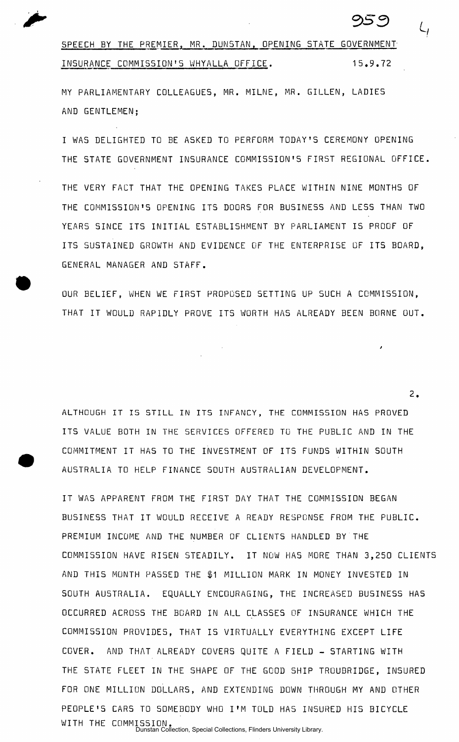SPEECH BY THE PREMIER, MR. DUNSTAN, OPENING STATE GOVERNMENT INSURANCE COMMISSION'S WHYALLA OFFICE. 15.9.72

MY PARLIAMENTARY COLLEAGUES, MR. MILNE, MR. GILLEN, LADIES AND GENTLEMEN;

I WAS DELIGHTED TO BE ASKED TO PERFORM TODAY'S CEREMONY OPENING THE STATE GOVERNMENT INSURANCE COMMISSION'S FIRST REGIONAL OFFICE.

THE VERY FACT THAT THE OPENING TAKES PLACE WITHIN NINE MONTHS OF THE COMMISSION'S OPENING ITS DOORS FOR BUSINESS AND LESS THAN TWO YEARS SINCE ITS INITIAL ESTABLISHMENT BY PARLIAMENT IS PROOF OF ITS SUSTAINED GROWTH AND EVIDENCE OF THE ENTERPRISE OF ITS BOARD, GENERAL MANAGER AND STAFF.

OUR BELIEF, WHEN WE FIRST PROPOSED SETTING UP SUCH A COMMISSION, THAT IT WOULD RAPIDLY PROVE ITS WORTH HAS ALREADY BEEN BORNE OUT.

ALTHOUGH IT IS STILL IN ITS INFANCY, THE COMMISSION HAS PROVED ITS VALUE BOTH IN THE SERVICES OFFERED TO THE PUBLIC AND IN THE COMMITMENT IT HAS TO THE INVESTMENT OF ITS FUNDS WITHIN SOUTH AUSTRALIA TO HELP FINANCE SOUTH AUSTRALIAN DEVELOPMENT.

IT WAS APPARENT FROM THE FIRST DAY THAT THE COMMISSION BEGAN BUSINESS THAT IT WOULD RECEIVE A READY RESPONSE FROM THE PUBLIC. PREMIUM INCOME AND THE NUMBER OF CLIENTS HANDLED BY THE COMMISSION HAVE RISEN STEADILY. IT NOW HAS MORE THAN 3,250 CLIENTS AND THIS MONTH PASSED THE $1 MILLION MARK IN MONEY INVESTED IN SOUTH AUSTRALIA. EQUALLY ENCOURAGING, THE INCREASED BUSINESS HAS OCCURRED ACROSS THE BOARD IN ALL CLASSES OF INSURANCE WHICH THE COMMISSION PROVIDES, THAT IS VIRTUALLY EVERYTHING EXCEPT LIFE COVER. AND THAT ALREADY COVERS QUITE A FIELD - STARTING WITH THE STATE FLEET IN THE SHAPE OF THE GOOD SHIP TROUBRIDGE, INSURED FOR ONE MILLION DOLLARS, AND EXTENDING DOWN THROUGH MY AND OTHER PEOPLE'S CARS TO SOMEBODY WHO I'M TOLD HAS INSURED HIS BICYCLE WITH THE COMMISSION.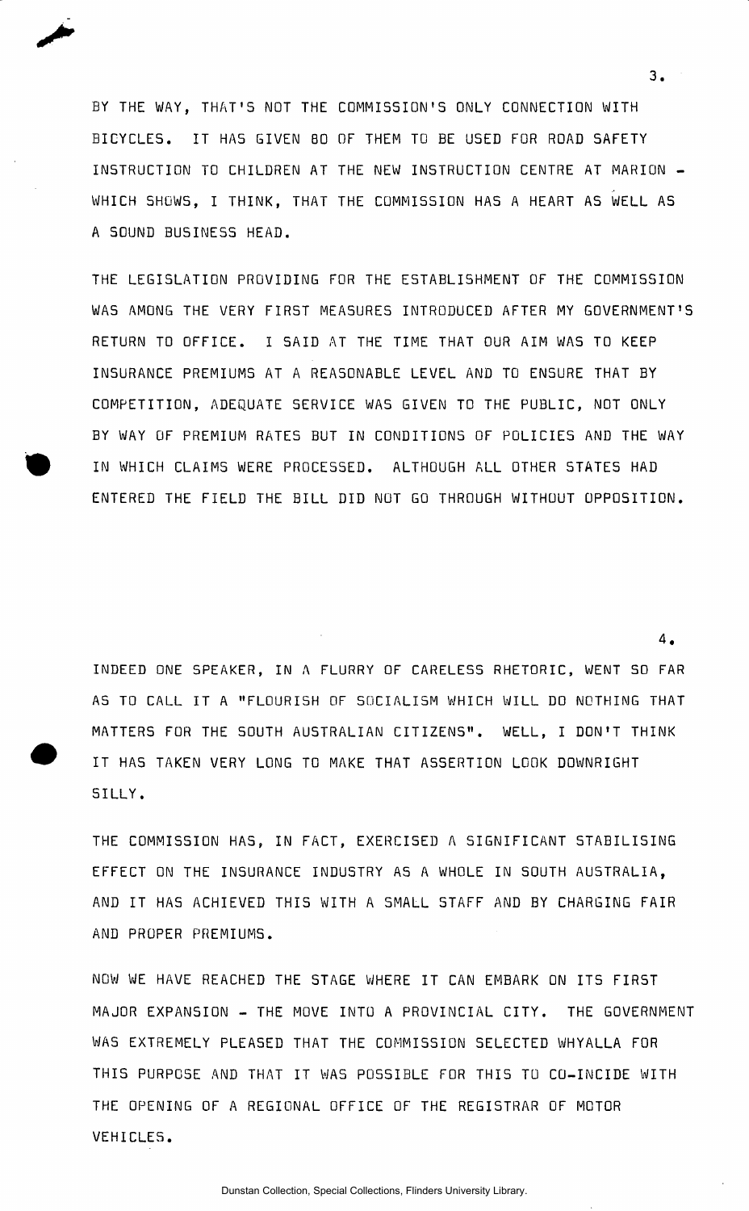BY THE WAY, THAT'S NOT THE COMMISSION'S ONLY CONNECTION WITH BICYCLES. IT HAS GIVEN 80 OF THEM TO BE USED FOR ROAD SAFETY INSTRUCTION TO CHILDREN AT THE NEW INSTRUCTION CENTRE AT MARION - WHICH SHOWS, I THINK, THAT THE COMMISSION HAS A HEART AS WELL AS A SOUND BUSINESS HEAD.

THE LEGISLATION PROVIDING FOR THE ESTABLISHMENT OF THE COMMISSION WAS AMONG THE VERY FIRST MEASURES INTRODUCED AFTER MY GOVERNMENT'S RETURN TO OFFICE. I SAID AT THE TIME THAT OUR AIM WAS TO KEEP INSURANCE PREMIUMS AT A REASONABLE LEVEL AND TO ENSURE THAT BY COMPETITION, ADEQUATE SERVICE WAS GIVEN TO THE PUBLIC, NOT ONLY BY WAY OF PREMIUM RATES BUT IN CONDITIONS OF POLICIES AND THE WAY IN WHICH CLAIMS WERE PROCESSED. ALTHOUGH ALL OTHER STATES HAD ENTERED THE FIELD THE BILL DID NOT GO THROUGH WITHOUT OPPOSITION.

INDEED ONE SPEAKER, IN A FLURRY OF CARELESS RHETORIC, WENT SO FAR AS TO CALL IT A "FLOURISH OF SOCIALISM WHICH WILL DO NOTHING THAT MATTERS FOR THE SOUTH AUSTRALIAN CITIZENS". WELL, I DON'T THINK IT HAS TAKEN VERY LONG TO MAKE THAT ASSERTION LOOK DOWNRIGHT SILLY.

THE COMMISSION HAS, IN FACT, EXERCISED A SIGNIFICANT STABILISING EFFECT ON THE INSURANCE INDUSTRY AS A WHOLE IN SOUTH AUSTRALIA, AND IT HAS ACHIEVED THIS WITH A SMALL STAFF AND BY CHARGING FAIR AND PROPER PREMIUMS.

NOW WE HAVE REACHED THE STAGE WHERE IT CAN EMBARK ON ITS FIRST MAJOR EXPANSION - THE MOVE INTO A PROVINCIAL CITY. THE GOVERNMENT WAS EXTREMELY PLEASED THAT THE COMMISSION SELECTED WHYALLA FOR THIS PURPOSE AND THAT IT WAS POSSIBLE FOR THIS TO CO-INCIDE WITH THE OPENING OF A REGIONAL OFFICE OF THE REGISTRAR OF MOTOR VEHICLES.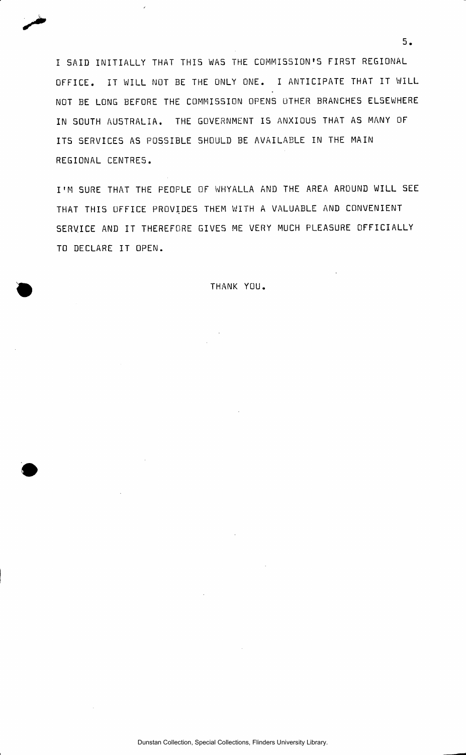I SAID INITIALLY THAT THIS WAS THE COMMISSION'S FIRST REGIONAL OFFICE. IT WILL NOT BE THE ONLY ONE. I ANTICIPATE THAT IT WILL NOT BE LONG BEFORE THE COMMISSION OPENS OTHER BRANCHES ELSEWHERE IN SOUTH AUSTRALIA. THE GOVERNMENT IS ANXIOUS THAT AS MANY OF ITS SERVICES AS POSSIBLE SHOULD BE AVAILABLE IN THE MAIN REGIONAL CENTRES.

I'M SURE THAT THE PEOPLE OF WHYALLA AND THE AREA AROUND WILL SEE THAT THIS OFFICE PROVIDES THEM WITH A VALUABLE AND CONVENIENT SERVICE AND IT THEREFORE GIVES ME VERY MUCH PLEASURE OFFICIALLY TO DECLARE IT OPEN.

THANK YOU.

Dunstan Collection, Special Collections, Flinders University Library.